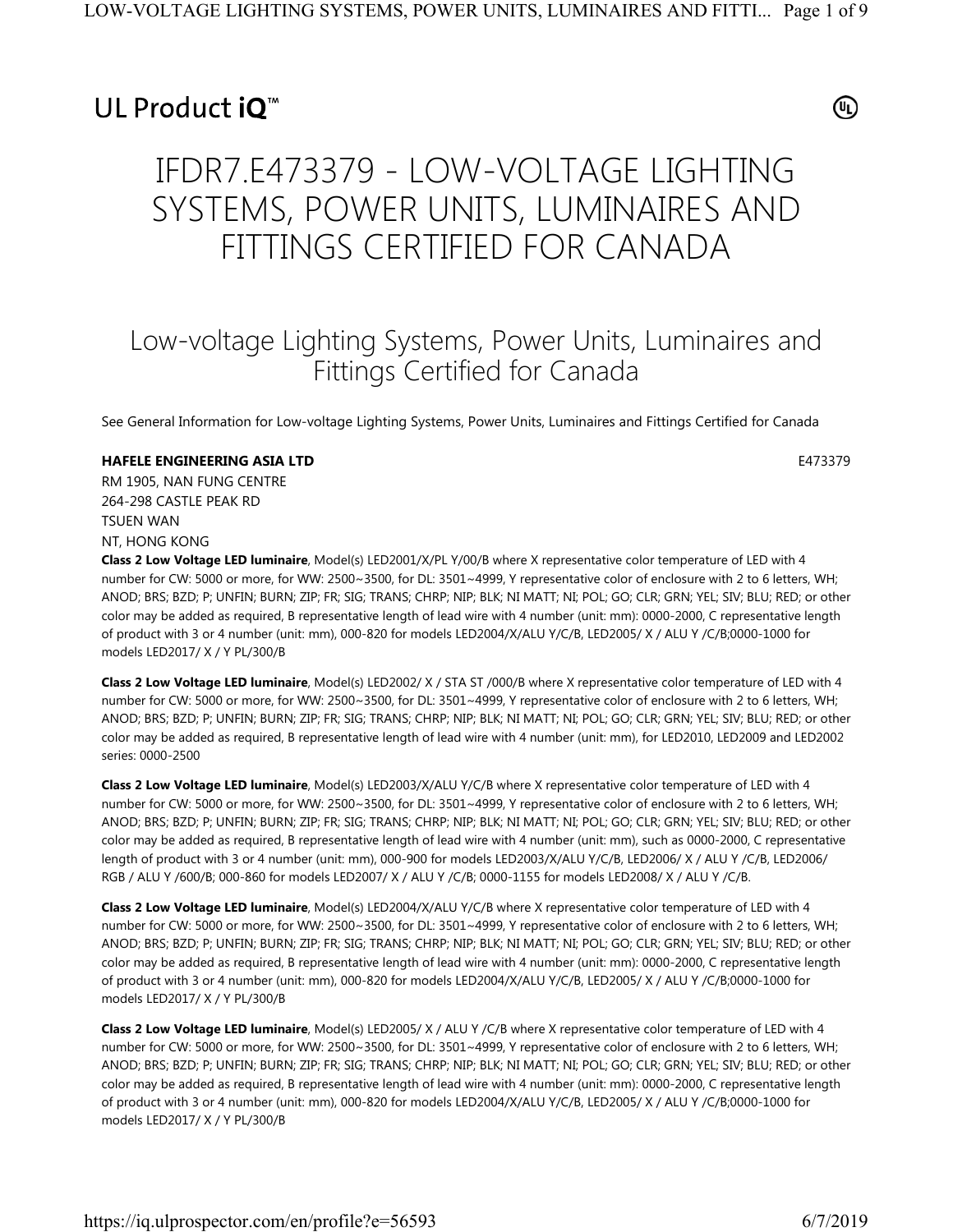UL Product iQ™

# IFDR7.E473379 - LOW-VOLTAGE LIGHTING SYSTEMS, POWER UNITS, LUMINAIRES AND FITTINGS CERTIFIED FOR CANADA

## Low-voltage Lighting Systems, Power Units, Luminaires and Fittings Certified for Canada

See General Information for Low-voltage Lighting Systems, Power Units, Luminaires and Fittings Certified for Canada

**HAFELE ENGINEERING ASIA LTD** E473379

RM 1905, NAN FUNG CENTRE
264-298 CASTLE PEAK RD
TSUEN WAN
NT, HONG KONG

**Class 2 Low Voltage LED luminaire**, Model(s) LED2001/X/PL Y/00/B where X representative color temperature of LED with 4 number for CW: 5000 or more, for WW: 2500~3500, for DL: 3501~4999, Y representative color of enclosure with 2 to 6 letters, WH; ANOD; BRS; BZD; P; UNFIN; BURN; ZIP; FR; SIG; TRANS; CHRP; NIP; BLK; NI MATT; NI; POL; GO; CLR; GRN; YEL; SIV; BLU; RED; or other color may be added as required, B representative length of lead wire with 4 number (unit: mm): 0000-2000, C representative length of product with 3 or 4 number (unit: mm), 000-820 for models LED2004/X/ALU Y/C/B, LED2005/ X / ALU Y /C/B;0000-1000 for models LED2017/ X / Y PL/300/B

**Class 2 Low Voltage LED luminaire**, Model(s) LED2002/ X / STA ST /000/B where X representative color temperature of LED with 4 number for CW: 5000 or more, for WW: 2500~3500, for DL: 3501~4999, Y representative color of enclosure with 2 to 6 letters, WH; ANOD; BRS; BZD; P; UNFIN; BURN; ZIP; FR; SIG; TRANS; CHRP; NIP; BLK; NI MATT; NI; POL; GO; CLR; GRN; YEL; SIV; BLU; RED; or other color may be added as required, B representative length of lead wire with 4 number (unit: mm), for LED2010, LED2009 and LED2002 series: 0000-2500

**Class 2 Low Voltage LED luminaire**, Model(s) LED2003/X/ALU Y/C/B where X representative color temperature of LED with 4 number for CW: 5000 or more, for WW: 2500~3500, for DL: 3501~4999, Y representative color of enclosure with 2 to 6 letters, WH; ANOD; BRS; BZD; P; UNFIN; BURN; ZIP; FR; SIG; TRANS; CHRP; NIP; BLK; NI MATT; NI; POL; GO; CLR; GRN; YEL; SIV; BLU; RED; or other color may be added as required, B representative length of lead wire with 4 number (unit: mm), such as 0000-2000, C representative length of product with 3 or 4 number (unit: mm), 000-900 for models LED2003/X/ALU Y/C/B, LED2006/ X / ALU Y /C/B, LED2006/ RGB / ALU Y /600/B; 000-860 for models LED2007/ X / ALU Y /C/B; 0000-1155 for models LED2008/ X / ALU Y /C/B.

**Class 2 Low Voltage LED luminaire**, Model(s) LED2004/X/ALU Y/C/B where X representative color temperature of LED with 4 number for CW: 5000 or more, for WW: 2500~3500, for DL: 3501~4999, Y representative color of enclosure with 2 to 6 letters, WH; ANOD; BRS; BZD; P; UNFIN; BURN; ZIP; FR; SIG; TRANS; CHRP; NIP; BLK; NI MATT; NI; POL; GO; CLR; GRN; YEL; SIV; BLU; RED; or other color may be added as required, B representative length of lead wire with 4 number (unit: mm): 0000-2000, C representative length of product with 3 or 4 number (unit: mm), 000-820 for models LED2004/X/ALU Y/C/B, LED2005/ X / ALU Y /C/B;0000-1000 for models LED2017/ X / Y PL/300/B

**Class 2 Low Voltage LED luminaire**, Model(s) LED2005/ X / ALU Y /C/B where X representative color temperature of LED with 4 number for CW: 5000 or more, for WW: 2500~3500, for DL: 3501~4999, Y representative color of enclosure with 2 to 6 letters, WH; ANOD; BRS; BZD; P; UNFIN; BURN; ZIP; FR; SIG; TRANS; CHRP; NIP; BLK; NI MATT; NI; POL; GO; CLR; GRN; YEL; SIV; BLU; RED; or other color may be added as required, B representative length of lead wire with 4 number (unit: mm): 0000-2000, C representative length of product with 3 or 4 number (unit: mm), 000-820 for models LED2004/X/ALU Y/C/B, LED2005/ X / ALU Y /C/B;0000-1000 for models LED2017/ X / Y PL/300/B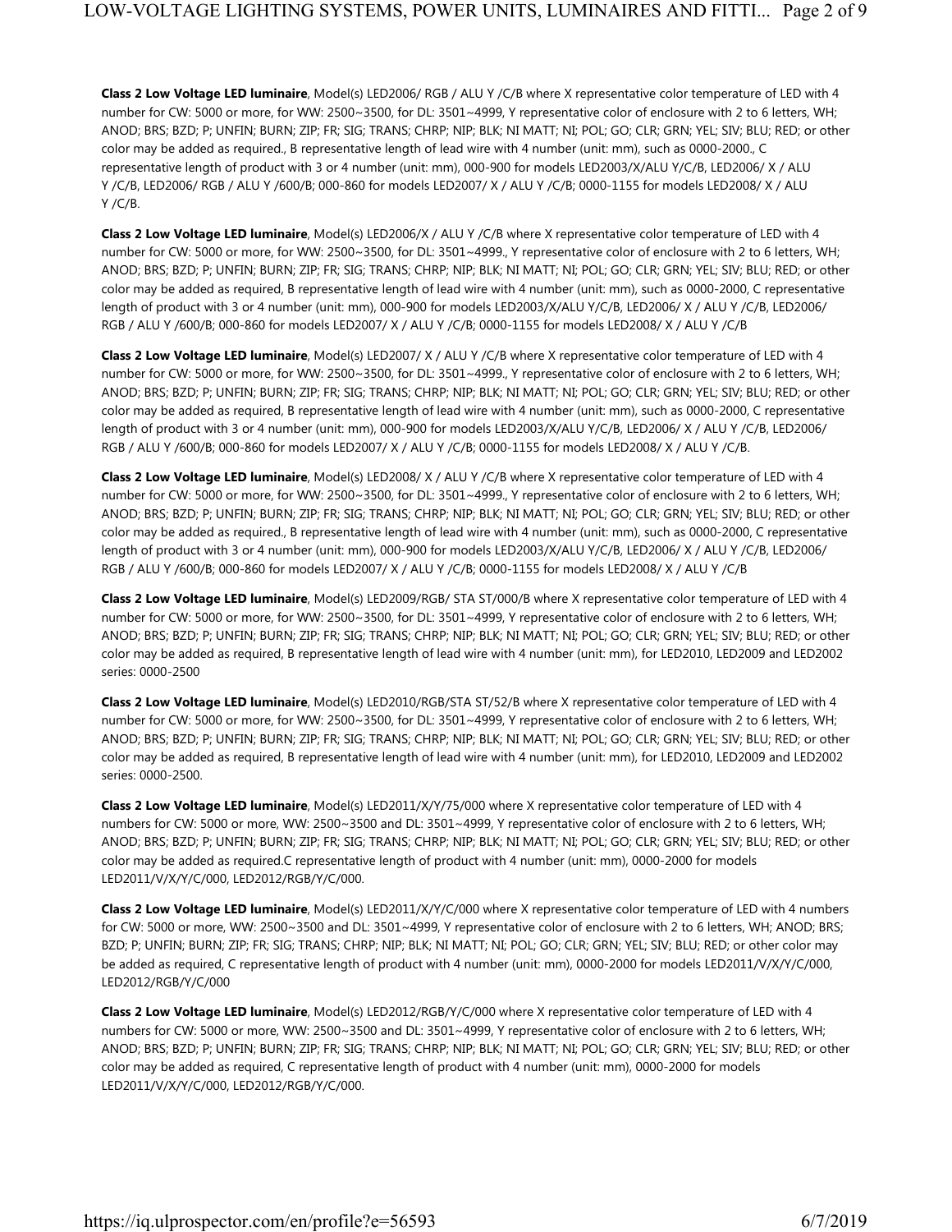**Class 2 Low Voltage LED luminaire**, Model(s) LED2006/ RGB / ALU Y /C/B where X representative color temperature of LED with 4 number for CW: 5000 or more, for WW: 2500~3500, for DL: 3501~4999, Y representative color of enclosure with 2 to 6 letters, WH; ANOD; BRS; BZD; P; UNFIN; BURN; ZIP; FR; SIG; TRANS; CHRP; NIP; BLK; NI MATT; NI; POL; GO; CLR; GRN; YEL; SIV; BLU; RED; or other color may be added as required., B representative length of lead wire with 4 number (unit: mm), such as 0000-2000., C representative length of product with 3 or 4 number (unit: mm), 000-900 for models LED2003/X/ALU Y/C/B, LED2006/ X / ALU Y /C/B, LED2006/ RGB / ALU Y /600/B; 000-860 for models LED2007/ X / ALU Y /C/B; 0000-1155 for models LED2008/ X / ALU Y /C/B.

**Class 2 Low Voltage LED luminaire**, Model(s) LED2006/X / ALU Y /C/B where X representative color temperature of LED with 4 number for CW: 5000 or more, for WW: 2500~3500, for DL: 3501~4999., Y representative color of enclosure with 2 to 6 letters, WH; ANOD; BRS; BZD; P; UNFIN; BURN; ZIP; FR; SIG; TRANS; CHRP; NIP; BLK; NI MATT; NI; POL; GO; CLR; GRN; YEL; SIV; BLU; RED; or other color may be added as required, B representative length of lead wire with 4 number (unit: mm), such as 0000-2000, C representative length of product with 3 or 4 number (unit: mm), 000-900 for models LED2003/X/ALU Y/C/B, LED2006/ X / ALU Y /C/B, LED2006/ RGB / ALU Y /600/B; 000-860 for models LED2007/ X / ALU Y /C/B; 0000-1155 for models LED2008/ X / ALU Y /C/B

**Class 2 Low Voltage LED luminaire**, Model(s) LED2007/ X / ALU Y /C/B where X representative color temperature of LED with 4 number for CW: 5000 or more, for WW: 2500~3500, for DL: 3501~4999., Y representative color of enclosure with 2 to 6 letters, WH; ANOD; BRS; BZD; P; UNFIN; BURN; ZIP; FR; SIG; TRANS; CHRP; NIP; BLK; NI MATT; NI; POL; GO; CLR; GRN; YEL; SIV; BLU; RED; or other color may be added as required, B representative length of lead wire with 4 number (unit: mm), such as 0000-2000, C representative length of product with 3 or 4 number (unit: mm), 000-900 for models LED2003/X/ALU Y/C/B, LED2006/ X / ALU Y /C/B, LED2006/ RGB / ALU Y /600/B; 000-860 for models LED2007/ X / ALU Y /C/B; 0000-1155 for models LED2008/ X / ALU Y /C/B.

**Class 2 Low Voltage LED luminaire**, Model(s) LED2008/ X / ALU Y /C/B where X representative color temperature of LED with 4 number for CW: 5000 or more, for WW: 2500~3500, for DL: 3501~4999., Y representative color of enclosure with 2 to 6 letters, WH; ANOD; BRS; BZD; P; UNFIN; BURN; ZIP; FR; SIG; TRANS; CHRP; NIP; BLK; NI MATT; NI; POL; GO; CLR; GRN; YEL; SIV; BLU; RED; or other color may be added as required., B representative length of lead wire with 4 number (unit: mm), such as 0000-2000, C representative length of product with 3 or 4 number (unit: mm), 000-900 for models LED2003/X/ALU Y/C/B, LED2006/ X / ALU Y /C/B, LED2006/ RGB / ALU Y /600/B; 000-860 for models LED2007/ X / ALU Y /C/B; 0000-1155 for models LED2008/ X / ALU Y /C/B

**Class 2 Low Voltage LED luminaire**, Model(s) LED2009/RGB/ STA ST/000/B where X representative color temperature of LED with 4 number for CW: 5000 or more, for WW: 2500~3500, for DL: 3501~4999, Y representative color of enclosure with 2 to 6 letters, WH; ANOD; BRS; BZD; P; UNFIN; BURN; ZIP; FR; SIG; TRANS; CHRP; NIP; BLK; NI MATT; NI; POL; GO; CLR; GRN; YEL; SIV; BLU; RED; or other color may be added as required, B representative length of lead wire with 4 number (unit: mm), for LED2010, LED2009 and LED2002 series: 0000-2500

**Class 2 Low Voltage LED luminaire**, Model(s) LED2010/RGB/STA ST/52/B where X representative color temperature of LED with 4 number for CW: 5000 or more, for WW: 2500~3500, for DL: 3501~4999, Y representative color of enclosure with 2 to 6 letters, WH; ANOD; BRS; BZD; P; UNFIN; BURN; ZIP; FR; SIG; TRANS; CHRP; NIP; BLK; NI MATT; NI; POL; GO; CLR; GRN; YEL; SIV; BLU; RED; or other color may be added as required, B representative length of lead wire with 4 number (unit: mm), for LED2010, LED2009 and LED2002 series: 0000-2500.

**Class 2 Low Voltage LED luminaire**, Model(s) LED2011/X/Y/75/000 where X representative color temperature of LED with 4 numbers for CW: 5000 or more, WW: 2500~3500 and DL: 3501~4999, Y representative color of enclosure with 2 to 6 letters, WH; ANOD; BRS; BZD; P; UNFIN; BURN; ZIP; FR; SIG; TRANS; CHRP; NIP; BLK; NI MATT; NI; POL; GO; CLR; GRN; YEL; SIV; BLU; RED; or other color may be added as required.C representative length of product with 4 number (unit: mm), 0000-2000 for models LED2011/V/X/Y/C/000, LED2012/RGB/Y/C/000.

**Class 2 Low Voltage LED luminaire**, Model(s) LED2011/X/Y/C/000 where X representative color temperature of LED with 4 numbers for CW: 5000 or more, WW: 2500~3500 and DL: 3501~4999, Y representative color of enclosure with 2 to 6 letters, WH; ANOD; BRS; BZD; P; UNFIN; BURN; ZIP; FR; SIG; TRANS; CHRP; NIP; BLK; NI MATT; NI; POL; GO; CLR; GRN; YEL; SIV; BLU; RED; or other color may be added as required, C representative length of product with 4 number (unit: mm), 0000-2000 for models LED2011/V/X/Y/C/000, LED2012/RGB/Y/C/000

**Class 2 Low Voltage LED luminaire**, Model(s) LED2012/RGB/Y/C/000 where X representative color temperature of LED with 4 numbers for CW: 5000 or more, WW: 2500~3500 and DL: 3501~4999, Y representative color of enclosure with 2 to 6 letters, WH; ANOD; BRS; BZD; P; UNFIN; BURN; ZIP; FR; SIG; TRANS; CHRP; NIP; BLK; NI MATT; NI; POL; GO; CLR; GRN; YEL; SIV; BLU; RED; or other color may be added as required, C representative length of product with 4 number (unit: mm), 0000-2000 for models LED2011/V/X/Y/C/000, LED2012/RGB/Y/C/000.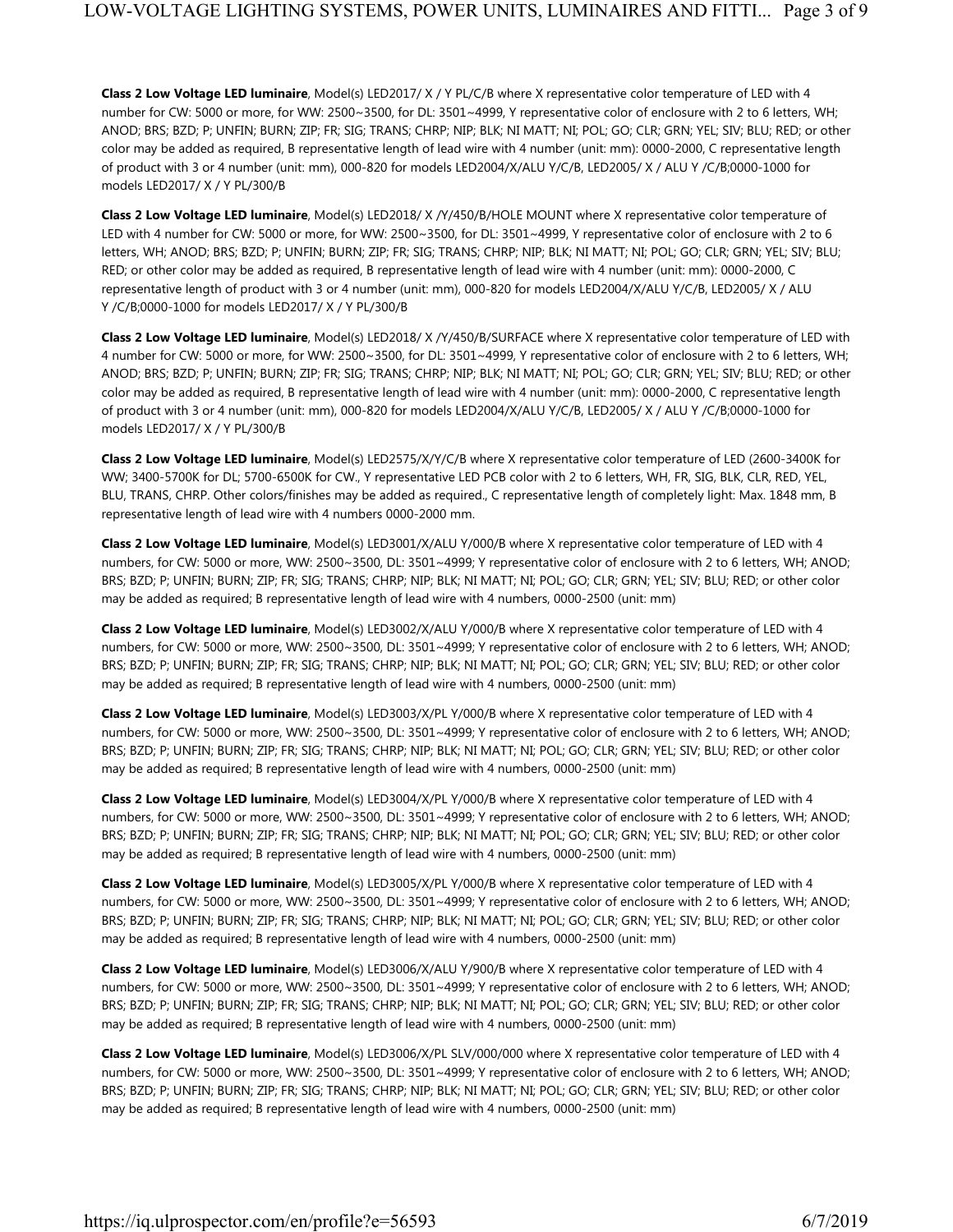**Class 2 Low Voltage LED luminaire**, Model(s) LED2017/ X / Y PL/C/B where X representative color temperature of LED with 4 number for CW: 5000 or more, for WW: 2500~3500, for DL: 3501~4999, Y representative color of enclosure with 2 to 6 letters, WH; ANOD; BRS; BZD; P; UNFIN; BURN; ZIP; FR; SIG; TRANS; CHRP; NIP; BLK; NI MATT; NI; POL; GO; CLR; GRN; YEL; SIV; BLU; RED; or other color may be added as required, B representative length of lead wire with 4 number (unit: mm): 0000-2000, C representative length of product with 3 or 4 number (unit: mm), 000-820 for models LED2004/X/ALU Y/C/B, LED2005/ X / ALU Y /C/B;0000-1000 for models LED2017/ X / Y PL/300/B

**Class 2 Low Voltage LED luminaire**, Model(s) LED2018/ X /Y/450/B/HOLE MOUNT where X representative color temperature of LED with 4 number for CW: 5000 or more, for WW: 2500~3500, for DL: 3501~4999, Y representative color of enclosure with 2 to 6 letters, WH; ANOD; BRS; BZD; P; UNFIN; BURN; ZIP; FR; SIG; TRANS; CHRP; NIP; BLK; NI MATT; NI; POL; GO; CLR; GRN; YEL; SIV; BLU; RED; or other color may be added as required, B representative length of lead wire with 4 number (unit: mm): 0000-2000, C representative length of product with 3 or 4 number (unit: mm), 000-820 for models LED2004/X/ALU Y/C/B, LED2005/ X / ALU Y /C/B;0000-1000 for models LED2017/ X / Y PL/300/B

**Class 2 Low Voltage LED luminaire**, Model(s) LED2018/ X /Y/450/B/SURFACE where X representative color temperature of LED with 4 number for CW: 5000 or more, for WW: 2500~3500, for DL: 3501~4999, Y representative color of enclosure with 2 to 6 letters, WH; ANOD; BRS; BZD; P; UNFIN; BURN; ZIP; FR; SIG; TRANS; CHRP; NIP; BLK; NI MATT; NI; POL; GO; CLR; GRN; YEL; SIV; BLU; RED; or other color may be added as required, B representative length of lead wire with 4 number (unit: mm): 0000-2000, C representative length of product with 3 or 4 number (unit: mm), 000-820 for models LED2004/X/ALU Y/C/B, LED2005/ X / ALU Y /C/B;0000-1000 for models LED2017/ X / Y PL/300/B

**Class 2 Low Voltage LED luminaire**, Model(s) LED2575/X/Y/C/B where X representative color temperature of LED (2600-3400K for WW; 3400-5700K for DL; 5700-6500K for CW., Y representative LED PCB color with 2 to 6 letters, WH, FR, SIG, BLK, CLR, RED, YEL, BLU, TRANS, CHRP. Other colors/finishes may be added as required., C representative length of completely light: Max. 1848 mm, B representative length of lead wire with 4 numbers 0000-2000 mm.

**Class 2 Low Voltage LED luminaire**, Model(s) LED3001/X/ALU Y/000/B where X representative color temperature of LED with 4 numbers, for CW: 5000 or more, WW: 2500~3500, DL: 3501~4999; Y representative color of enclosure with 2 to 6 letters, WH; ANOD; BRS; BZD; P; UNFIN; BURN; ZIP; FR; SIG; TRANS; CHRP; NIP; BLK; NI MATT; NI; POL; GO; CLR; GRN; YEL; SIV; BLU; RED; or other color may be added as required; B representative length of lead wire with 4 numbers, 0000-2500 (unit: mm)

**Class 2 Low Voltage LED luminaire**, Model(s) LED3002/X/ALU Y/000/B where X representative color temperature of LED with 4 numbers, for CW: 5000 or more, WW: 2500~3500, DL: 3501~4999; Y representative color of enclosure with 2 to 6 letters, WH; ANOD; BRS; BZD; P; UNFIN; BURN; ZIP; FR; SIG; TRANS; CHRP; NIP; BLK; NI MATT; NI; POL; GO; CLR; GRN; YEL; SIV; BLU; RED; or other color may be added as required; B representative length of lead wire with 4 numbers, 0000-2500 (unit: mm)

**Class 2 Low Voltage LED luminaire**, Model(s) LED3003/X/PL Y/000/B where X representative color temperature of LED with 4 numbers, for CW: 5000 or more, WW: 2500~3500, DL: 3501~4999; Y representative color of enclosure with 2 to 6 letters, WH; ANOD; BRS; BZD; P; UNFIN; BURN; ZIP; FR; SIG; TRANS; CHRP; NIP; BLK; NI MATT; NI; POL; GO; CLR; GRN; YEL; SIV; BLU; RED; or other color may be added as required; B representative length of lead wire with 4 numbers, 0000-2500 (unit: mm)

**Class 2 Low Voltage LED luminaire**, Model(s) LED3004/X/PL Y/000/B where X representative color temperature of LED with 4 numbers, for CW: 5000 or more, WW: 2500~3500, DL: 3501~4999; Y representative color of enclosure with 2 to 6 letters, WH; ANOD; BRS; BZD; P; UNFIN; BURN; ZIP; FR; SIG; TRANS; CHRP; NIP; BLK; NI MATT; NI; POL; GO; CLR; GRN; YEL; SIV; BLU; RED; or other color may be added as required; B representative length of lead wire with 4 numbers, 0000-2500 (unit: mm)

**Class 2 Low Voltage LED luminaire**, Model(s) LED3005/X/PL Y/000/B where X representative color temperature of LED with 4 numbers, for CW: 5000 or more, WW: 2500~3500, DL: 3501~4999; Y representative color of enclosure with 2 to 6 letters, WH; ANOD; BRS; BZD; P; UNFIN; BURN; ZIP; FR; SIG; TRANS; CHRP; NIP; BLK; NI MATT; NI; POL; GO; CLR; GRN; YEL; SIV; BLU; RED; or other color may be added as required; B representative length of lead wire with 4 numbers, 0000-2500 (unit: mm)

**Class 2 Low Voltage LED luminaire**, Model(s) LED3006/X/ALU Y/900/B where X representative color temperature of LED with 4 numbers, for CW: 5000 or more, WW: 2500~3500, DL: 3501~4999; Y representative color of enclosure with 2 to 6 letters, WH; ANOD; BRS; BZD; P; UNFIN; BURN; ZIP; FR; SIG; TRANS; CHRP; NIP; BLK; NI MATT; NI; POL; GO; CLR; GRN; YEL; SIV; BLU; RED; or other color may be added as required; B representative length of lead wire with 4 numbers, 0000-2500 (unit: mm)

**Class 2 Low Voltage LED luminaire**, Model(s) LED3006/X/PL SLV/000/000 where X representative color temperature of LED with 4 numbers, for CW: 5000 or more, WW: 2500~3500, DL: 3501~4999; Y representative color of enclosure with 2 to 6 letters, WH; ANOD; BRS; BZD; P; UNFIN; BURN; ZIP; FR; SIG; TRANS; CHRP; NIP; BLK; NI MATT; NI; POL; GO; CLR; GRN; YEL; SIV; BLU; RED; or other color may be added as required; B representative length of lead wire with 4 numbers, 0000-2500 (unit: mm)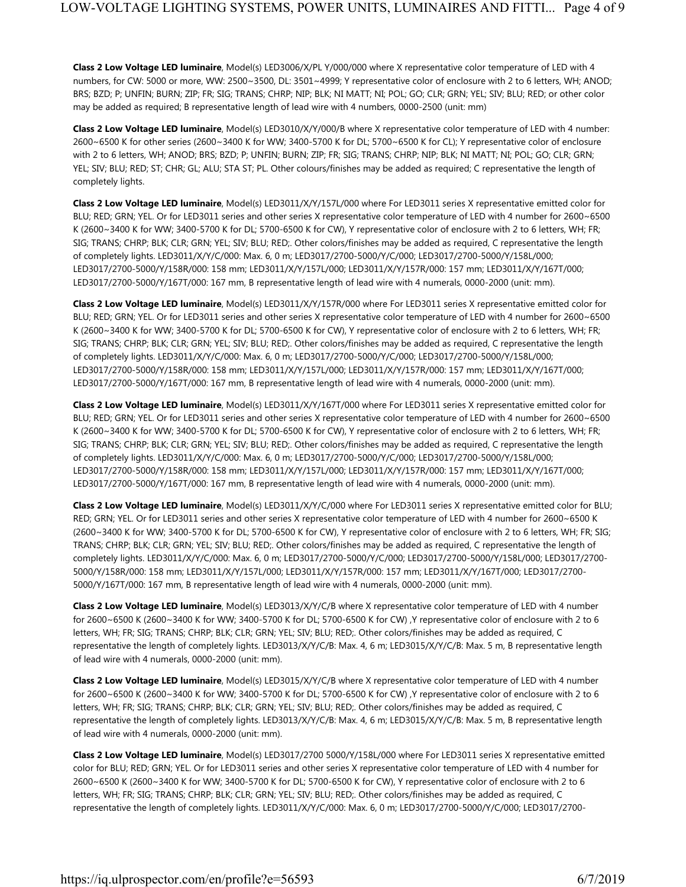**Class 2 Low Voltage LED luminaire**, Model(s) LED3006/X/PL Y/000/000 where X representative color temperature of LED with 4 numbers, for CW: 5000 or more, WW: 2500~3500, DL: 3501~4999; Y representative color of enclosure with 2 to 6 letters, WH; ANOD; BRS; BZD; P; UNFIN; BURN; ZIP; FR; SIG; TRANS; CHRP; NIP; BLK; NI MATT; NI; POL; GO; CLR; GRN; YEL; SIV; BLU; RED; or other color may be added as required; B representative length of lead wire with 4 numbers, 0000-2500 (unit: mm)

**Class 2 Low Voltage LED luminaire**, Model(s) LED3010/X/Y/000/B where X representative color temperature of LED with 4 number: 2600~6500 K for other series (2600~3400 K for WW; 3400-5700 K for DL; 5700~6500 K for CL); Y representative color of enclosure with 2 to 6 letters, WH; ANOD; BRS; BZD; P; UNFIN; BURN; ZIP; FR; SIG; TRANS; CHRP; NIP; BLK; NI MATT; NI; POL; GO; CLR; GRN; YEL; SIV; BLU; RED; ST; CHR; GL; ALU; STA ST; PL. Other colours/finishes may be added as required; C representative the length of completely lights.

**Class 2 Low Voltage LED luminaire**, Model(s) LED3011/X/Y/157L/000 where For LED3011 series X representative emitted color for BLU; RED; GRN; YEL. Or for LED3011 series and other series X representative color temperature of LED with 4 number for 2600~6500 K (2600~3400 K for WW; 3400-5700 K for DL; 5700-6500 K for CW), Y representative color of enclosure with 2 to 6 letters, WH; FR; SIG; TRANS; CHRP; BLK; CLR; GRN; YEL; SIV; BLU; RED;. Other colors/finishes may be added as required, C representative the length of completely lights. LED3011/X/Y/C/000: Max. 6, 0 m; LED3017/2700-5000/Y/C/000; LED3017/2700-5000/Y/158L/000; LED3017/2700-5000/Y/158R/000: 158 mm; LED3011/X/Y/157L/000; LED3011/X/Y/157R/000: 157 mm; LED3011/X/Y/167T/000; LED3017/2700-5000/Y/167T/000: 167 mm, B representative length of lead wire with 4 numerals, 0000-2000 (unit: mm).

**Class 2 Low Voltage LED luminaire**, Model(s) LED3011/X/Y/157R/000 where For LED3011 series X representative emitted color for BLU; RED; GRN; YEL. Or for LED3011 series and other series X representative color temperature of LED with 4 number for 2600~6500 K (2600~3400 K for WW; 3400-5700 K for DL; 5700-6500 K for CW), Y representative color of enclosure with 2 to 6 letters, WH; FR; SIG; TRANS; CHRP; BLK; CLR; GRN; YEL; SIV; BLU; RED;. Other colors/finishes may be added as required, C representative the length of completely lights. LED3011/X/Y/C/000: Max. 6, 0 m; LED3017/2700-5000/Y/C/000; LED3017/2700-5000/Y/158L/000; LED3017/2700-5000/Y/158R/000: 158 mm; LED3011/X/Y/157L/000; LED3011/X/Y/157R/000: 157 mm; LED3011/X/Y/167T/000; LED3017/2700-5000/Y/167T/000: 167 mm, B representative length of lead wire with 4 numerals, 0000-2000 (unit: mm).

**Class 2 Low Voltage LED luminaire**, Model(s) LED3011/X/Y/167T/000 where For LED3011 series X representative emitted color for BLU; RED; GRN; YEL. Or for LED3011 series and other series X representative color temperature of LED with 4 number for 2600~6500 K (2600~3400 K for WW; 3400-5700 K for DL; 5700-6500 K for CW), Y representative color of enclosure with 2 to 6 letters, WH; FR; SIG; TRANS; CHRP; BLK; CLR; GRN; YEL; SIV; BLU; RED;. Other colors/finishes may be added as required, C representative the length of completely lights. LED3011/X/Y/C/000: Max. 6, 0 m; LED3017/2700-5000/Y/C/000; LED3017/2700-5000/Y/158L/000; LED3017/2700-5000/Y/158R/000: 158 mm; LED3011/X/Y/157L/000; LED3011/X/Y/157R/000: 157 mm; LED3011/X/Y/167T/000; LED3017/2700-5000/Y/167T/000: 167 mm, B representative length of lead wire with 4 numerals, 0000-2000 (unit: mm).

**Class 2 Low Voltage LED luminaire**, Model(s) LED3011/X/Y/C/000 where For LED3011 series X representative emitted color for BLU; RED; GRN; YEL. Or for LED3011 series and other series X representative color temperature of LED with 4 number for 2600~6500 K (2600~3400 K for WW; 3400-5700 K for DL; 5700-6500 K for CW), Y representative color of enclosure with 2 to 6 letters, WH; FR; SIG; TRANS; CHRP; BLK; CLR; GRN; YEL; SIV; BLU; RED;. Other colors/finishes may be added as required, C representative the length of completely lights. LED3011/X/Y/C/000: Max. 6, 0 m; LED3017/2700-5000/Y/C/000; LED3017/2700-5000/Y/158L/000; LED3017/2700-5000/Y/158R/000: 158 mm; LED3011/X/Y/157L/000; LED3011/X/Y/157R/000: 157 mm; LED3011/X/Y/167T/000; LED3017/2700-5000/Y/167T/000: 167 mm, B representative length of lead wire with 4 numerals, 0000-2000 (unit: mm).

**Class 2 Low Voltage LED luminaire**, Model(s) LED3013/X/Y/C/B where X representative color temperature of LED with 4 number for 2600~6500 K (2600~3400 K for WW; 3400-5700 K for DL; 5700-6500 K for CW) ,Y representative color of enclosure with 2 to 6 letters, WH; FR; SIG; TRANS; CHRP; BLK; CLR; GRN; YEL; SIV; BLU; RED;. Other colors/finishes may be added as required, C representative the length of completely lights. LED3013/X/Y/C/B: Max. 4, 6 m; LED3015/X/Y/C/B: Max. 5 m, B representative length of lead wire with 4 numerals, 0000-2000 (unit: mm).

**Class 2 Low Voltage LED luminaire**, Model(s) LED3015/X/Y/C/B where X representative color temperature of LED with 4 number for 2600~6500 K (2600~3400 K for WW; 3400-5700 K for DL; 5700-6500 K for CW) ,Y representative color of enclosure with 2 to 6 letters, WH; FR; SIG; TRANS; CHRP; BLK; CLR; GRN; YEL; SIV; BLU; RED;. Other colors/finishes may be added as required, C representative the length of completely lights. LED3013/X/Y/C/B: Max. 4, 6 m; LED3015/X/Y/C/B: Max. 5 m, B representative length of lead wire with 4 numerals, 0000-2000 (unit: mm).

**Class 2 Low Voltage LED luminaire**, Model(s) LED3017/2700 5000/Y/158L/000 where For LED3011 series X representative emitted color for BLU; RED; GRN; YEL. Or for LED3011 series and other series X representative color temperature of LED with 4 number for 2600~6500 K (2600~3400 K for WW; 3400-5700 K for DL; 5700-6500 K for CW), Y representative color of enclosure with 2 to 6 letters, WH; FR; SIG; TRANS; CHRP; BLK; CLR; GRN; YEL; SIV; BLU; RED;. Other colors/finishes may be added as required, C representative the length of completely lights. LED3011/X/Y/C/000: Max. 6, 0 m; LED3017/2700-5000/Y/C/000; LED3017/2700-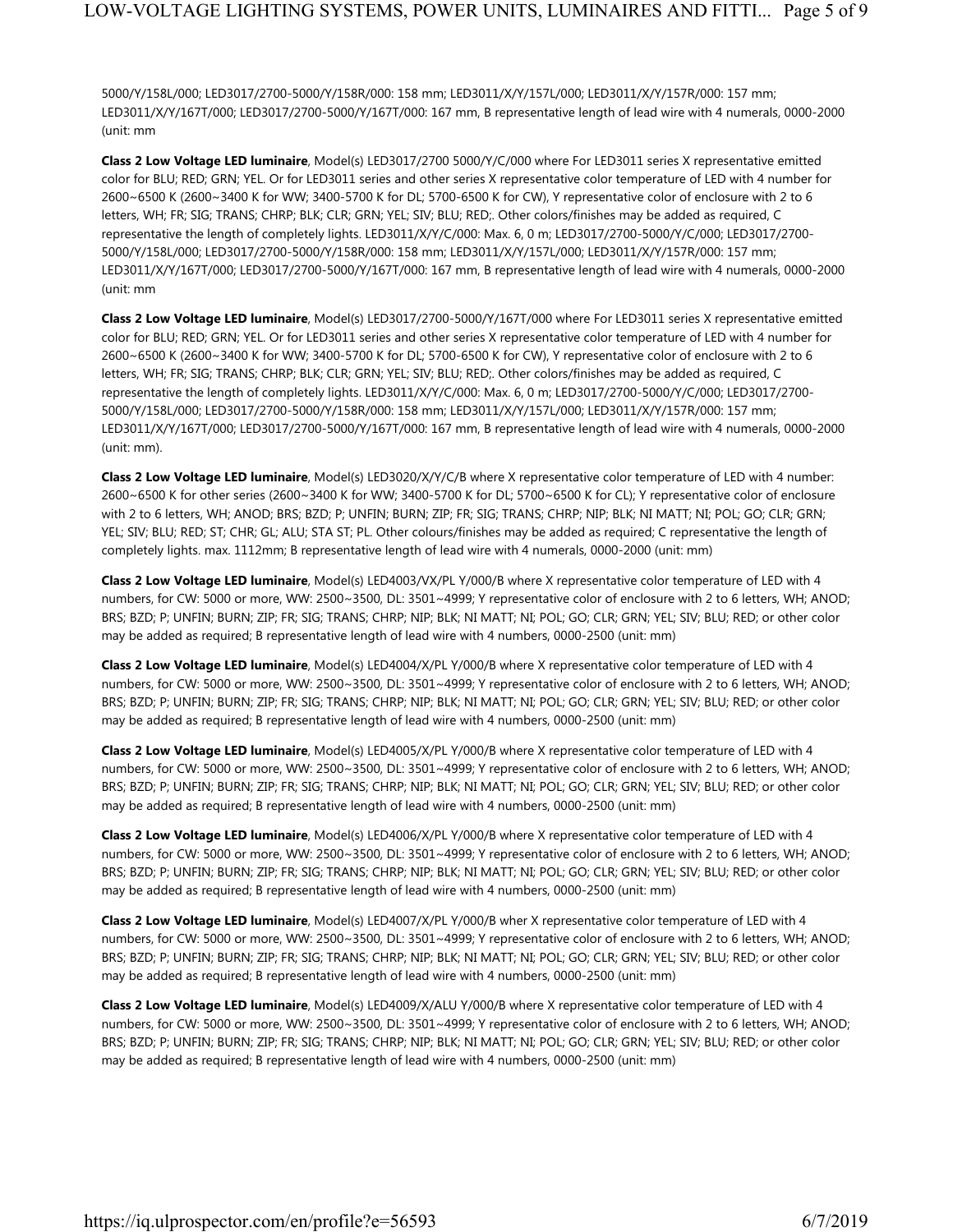5000/Y/158L/000; LED3017/2700-5000/Y/158R/000: 158 mm; LED3011/X/Y/157L/000; LED3011/X/Y/157R/000: 157 mm; LED3011/X/Y/167T/000; LED3017/2700-5000/Y/167T/000: 167 mm, B representative length of lead wire with 4 numerals, 0000-2000 (unit: mm

**Class 2 Low Voltage LED luminaire**, Model(s) LED3017/2700 5000/Y/C/000 where For LED3011 series X representative emitted color for BLU; RED; GRN; YEL. Or for LED3011 series and other series X representative color temperature of LED with 4 number for 2600~6500 K (2600~3400 K for WW; 3400-5700 K for DL; 5700-6500 K for CW), Y representative color of enclosure with 2 to 6 letters, WH; FR; SIG; TRANS; CHRP; BLK; CLR; GRN; YEL; SIV; BLU; RED;. Other colors/finishes may be added as required, C representative the length of completely lights. LED3011/X/Y/C/000: Max. 6, 0 m; LED3017/2700-5000/Y/C/000; LED3017/2700-5000/Y/158L/000; LED3017/2700-5000/Y/158R/000: 158 mm; LED3011/X/Y/157L/000; LED3011/X/Y/157R/000: 157 mm; LED3011/X/Y/167T/000; LED3017/2700-5000/Y/167T/000: 167 mm, B representative length of lead wire with 4 numerals, 0000-2000 (unit: mm

**Class 2 Low Voltage LED luminaire**, Model(s) LED3017/2700-5000/Y/167T/000 where For LED3011 series X representative emitted color for BLU; RED; GRN; YEL. Or for LED3011 series and other series X representative color temperature of LED with 4 number for 2600~6500 K (2600~3400 K for WW; 3400-5700 K for DL; 5700-6500 K for CW), Y representative color of enclosure with 2 to 6 letters, WH; FR; SIG; TRANS; CHRP; BLK; CLR; GRN; YEL; SIV; BLU; RED;. Other colors/finishes may be added as required, C representative the length of completely lights. LED3011/X/Y/C/000: Max. 6, 0 m; LED3017/2700-5000/Y/C/000; LED3017/2700-5000/Y/158L/000; LED3017/2700-5000/Y/158R/000: 158 mm; LED3011/X/Y/157L/000; LED3011/X/Y/157R/000: 157 mm; LED3011/X/Y/167T/000; LED3017/2700-5000/Y/167T/000: 167 mm, B representative length of lead wire with 4 numerals, 0000-2000 (unit: mm).

**Class 2 Low Voltage LED luminaire**, Model(s) LED3020/X/Y/C/B where X representative color temperature of LED with 4 number: 2600~6500 K for other series (2600~3400 K for WW; 3400-5700 K for DL; 5700~6500 K for CL); Y representative color of enclosure with 2 to 6 letters, WH; ANOD; BRS; BZD; P; UNFIN; BURN; ZIP; FR; SIG; TRANS; CHRP; NIP; BLK; NI MATT; NI; POL; GO; CLR; GRN; YEL; SIV; BLU; RED; ST; CHR; GL; ALU; STA ST; PL. Other colours/finishes may be added as required; C representative the length of completely lights. max. 1112mm; B representative length of lead wire with 4 numerals, 0000-2000 (unit: mm)

**Class 2 Low Voltage LED luminaire**, Model(s) LED4003/VX/PL Y/000/B where X representative color temperature of LED with 4 numbers, for CW: 5000 or more, WW: 2500~3500, DL: 3501~4999; Y representative color of enclosure with 2 to 6 letters, WH; ANOD; BRS; BZD; P; UNFIN; BURN; ZIP; FR; SIG; TRANS; CHRP; NIP; BLK; NI MATT; NI; POL; GO; CLR; GRN; YEL; SIV; BLU; RED; or other color may be added as required; B representative length of lead wire with 4 numbers, 0000-2500 (unit: mm)

**Class 2 Low Voltage LED luminaire**, Model(s) LED4004/X/PL Y/000/B where X representative color temperature of LED with 4 numbers, for CW: 5000 or more, WW: 2500~3500, DL: 3501~4999; Y representative color of enclosure with 2 to 6 letters, WH; ANOD; BRS; BZD; P; UNFIN; BURN; ZIP; FR; SIG; TRANS; CHRP; NIP; BLK; NI MATT; NI; POL; GO; CLR; GRN; YEL; SIV; BLU; RED; or other color may be added as required; B representative length of lead wire with 4 numbers, 0000-2500 (unit: mm)

**Class 2 Low Voltage LED luminaire**, Model(s) LED4005/X/PL Y/000/B where X representative color temperature of LED with 4 numbers, for CW: 5000 or more, WW: 2500~3500, DL: 3501~4999; Y representative color of enclosure with 2 to 6 letters, WH; ANOD; BRS; BZD; P; UNFIN; BURN; ZIP; FR; SIG; TRANS; CHRP; NIP; BLK; NI MATT; NI; POL; GO; CLR; GRN; YEL; SIV; BLU; RED; or other color may be added as required; B representative length of lead wire with 4 numbers, 0000-2500 (unit: mm)

**Class 2 Low Voltage LED luminaire**, Model(s) LED4006/X/PL Y/000/B where X representative color temperature of LED with 4 numbers, for CW: 5000 or more, WW: 2500~3500, DL: 3501~4999; Y representative color of enclosure with 2 to 6 letters, WH; ANOD; BRS; BZD; P; UNFIN; BURN; ZIP; FR; SIG; TRANS; CHRP; NIP; BLK; NI MATT; NI; POL; GO; CLR; GRN; YEL; SIV; BLU; RED; or other color may be added as required; B representative length of lead wire with 4 numbers, 0000-2500 (unit: mm)

**Class 2 Low Voltage LED luminaire**, Model(s) LED4007/X/PL Y/000/B wher X representative color temperature of LED with 4 numbers, for CW: 5000 or more, WW: 2500~3500, DL: 3501~4999; Y representative color of enclosure with 2 to 6 letters, WH; ANOD; BRS; BZD; P; UNFIN; BURN; ZIP; FR; SIG; TRANS; CHRP; NIP; BLK; NI MATT; NI; POL; GO; CLR; GRN; YEL; SIV; BLU; RED; or other color may be added as required; B representative length of lead wire with 4 numbers, 0000-2500 (unit: mm)

**Class 2 Low Voltage LED luminaire**, Model(s) LED4009/X/ALU Y/000/B where X representative color temperature of LED with 4 numbers, for CW: 5000 or more, WW: 2500~3500, DL: 3501~4999; Y representative color of enclosure with 2 to 6 letters, WH; ANOD; BRS; BZD; P; UNFIN; BURN; ZIP; FR; SIG; TRANS; CHRP; NIP; BLK; NI MATT; NI; POL; GO; CLR; GRN; YEL; SIV; BLU; RED; or other color may be added as required; B representative length of lead wire with 4 numbers, 0000-2500 (unit: mm)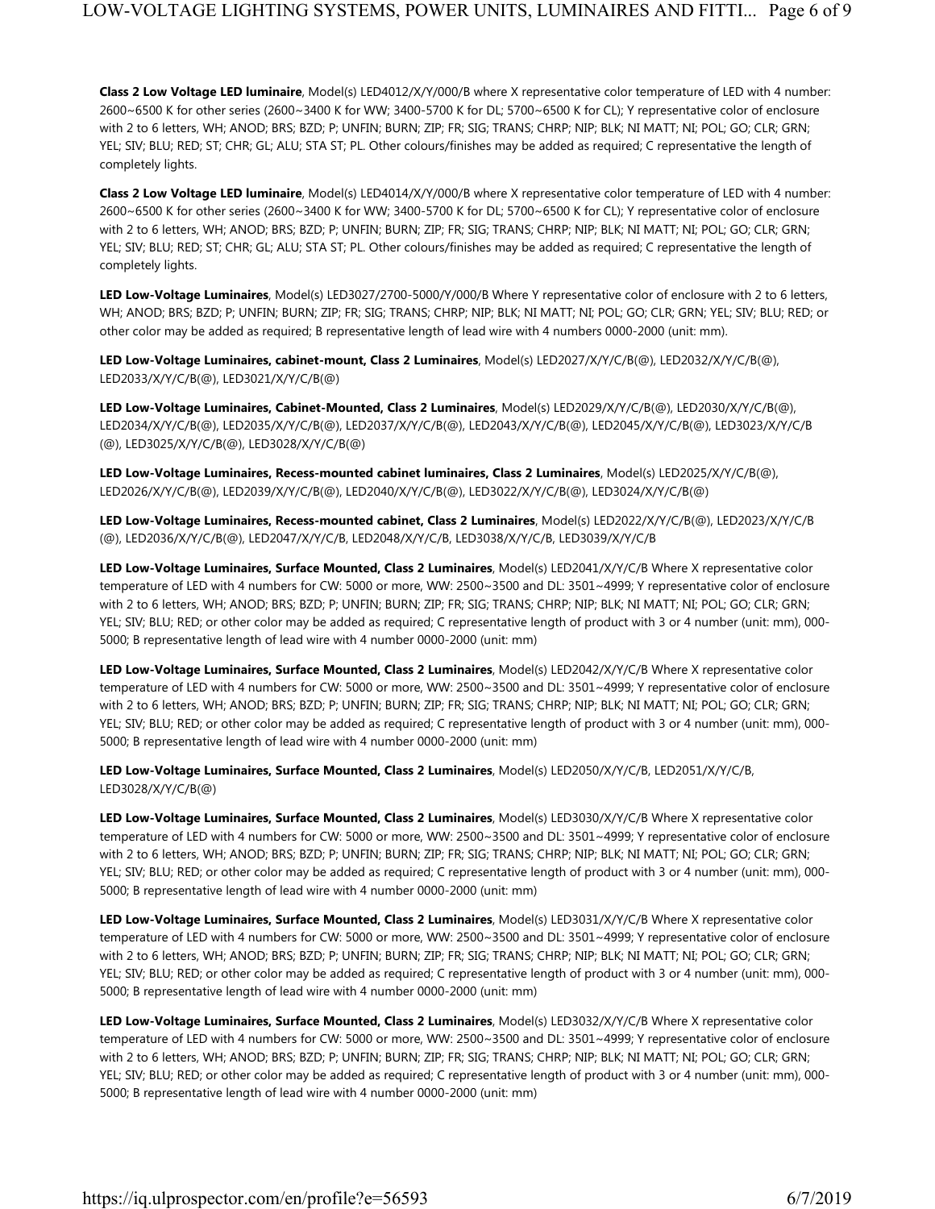**Class 2 Low Voltage LED luminaire**, Model(s) LED4012/X/Y/000/B where X representative color temperature of LED with 4 number: 2600~6500 K for other series (2600~3400 K for WW; 3400-5700 K for DL; 5700~6500 K for CL); Y representative color of enclosure with 2 to 6 letters, WH; ANOD; BRS; BZD; P; UNFIN; BURN; ZIP; FR; SIG; TRANS; CHRP; NIP; BLK; NI MATT; NI; POL; GO; CLR; GRN; YEL; SIV; BLU; RED; ST; CHR; GL; ALU; STA ST; PL. Other colours/finishes may be added as required; C representative the length of completely lights.

**Class 2 Low Voltage LED luminaire**, Model(s) LED4014/X/Y/000/B where X representative color temperature of LED with 4 number: 2600~6500 K for other series (2600~3400 K for WW; 3400-5700 K for DL; 5700~6500 K for CL); Y representative color of enclosure with 2 to 6 letters, WH; ANOD; BRS; BZD; P; UNFIN; BURN; ZIP; FR; SIG; TRANS; CHRP; NIP; BLK; NI MATT; NI; POL; GO; CLR; GRN; YEL; SIV; BLU; RED; ST; CHR; GL; ALU; STA ST; PL. Other colours/finishes may be added as required; C representative the length of completely lights.

**LED Low-Voltage Luminaires**, Model(s) LED3027/2700-5000/Y/000/B Where Y representative color of enclosure with 2 to 6 letters, WH; ANOD; BRS; BZD; P; UNFIN; BURN; ZIP; FR; SIG; TRANS; CHRP; NIP; BLK; NI MATT; NI; POL; GO; CLR; GRN; YEL; SIV; BLU; RED; or other color may be added as required; B representative length of lead wire with 4 numbers 0000-2000 (unit: mm).

**LED Low-Voltage Luminaires, cabinet-mount, Class 2 Luminaires**, Model(s) LED2027/X/Y/C/B(@), LED2032/X/Y/C/B(@), LED2033/X/Y/C/B(@), LED3021/X/Y/C/B(@)

**LED Low-Voltage Luminaires, Cabinet-Mounted, Class 2 Luminaires**, Model(s) LED2029/X/Y/C/B(@), LED2030/X/Y/C/B(@), LED2034/X/Y/C/B(@), LED2035/X/Y/C/B(@), LED2037/X/Y/C/B(@), LED2043/X/Y/C/B(@), LED2045/X/Y/C/B(@), LED3023/X/Y/C/B(@), LED3025/X/Y/C/B(@), LED3028/X/Y/C/B(@)

**LED Low-Voltage Luminaires, Recess-mounted cabinet luminaires, Class 2 Luminaires**, Model(s) LED2025/X/Y/C/B(@), LED2026/X/Y/C/B(@), LED2039/X/Y/C/B(@), LED2040/X/Y/C/B(@), LED3022/X/Y/C/B(@), LED3024/X/Y/C/B(@)

**LED Low-Voltage Luminaires, Recess-mounted cabinet, Class 2 Luminaires**, Model(s) LED2022/X/Y/C/B(@), LED2023/X/Y/C/B(@), LED2036/X/Y/C/B(@), LED2047/X/Y/C/B, LED2048/X/Y/C/B, LED3038/X/Y/C/B, LED3039/X/Y/C/B

**LED Low-Voltage Luminaires, Surface Mounted, Class 2 Luminaires**, Model(s) LED2041/X/Y/C/B Where X representative color temperature of LED with 4 numbers for CW: 5000 or more, WW: 2500~3500 and DL: 3501~4999; Y representative color of enclosure with 2 to 6 letters, WH; ANOD; BRS; BZD; P; UNFIN; BURN; ZIP; FR; SIG; TRANS; CHRP; NIP; BLK; NI MATT; NI; POL; GO; CLR; GRN; YEL; SIV; BLU; RED; or other color may be added as required; C representative length of product with 3 or 4 number (unit: mm), 000-5000; B representative length of lead wire with 4 number 0000-2000 (unit: mm)

**LED Low-Voltage Luminaires, Surface Mounted, Class 2 Luminaires**, Model(s) LED2042/X/Y/C/B Where X representative color temperature of LED with 4 numbers for CW: 5000 or more, WW: 2500~3500 and DL: 3501~4999; Y representative color of enclosure with 2 to 6 letters, WH; ANOD; BRS; BZD; P; UNFIN; BURN; ZIP; FR; SIG; TRANS; CHRP; NIP; BLK; NI MATT; NI; POL; GO; CLR; GRN; YEL; SIV; BLU; RED; or other color may be added as required; C representative length of product with 3 or 4 number (unit: mm), 000-5000; B representative length of lead wire with 4 number 0000-2000 (unit: mm)

**LED Low-Voltage Luminaires, Surface Mounted, Class 2 Luminaires**, Model(s) LED2050/X/Y/C/B, LED2051/X/Y/C/B, LED3028/X/Y/C/B(@)

**LED Low-Voltage Luminaires, Surface Mounted, Class 2 Luminaires**, Model(s) LED3030/X/Y/C/B Where X representative color temperature of LED with 4 numbers for CW: 5000 or more, WW: 2500~3500 and DL: 3501~4999; Y representative color of enclosure with 2 to 6 letters, WH; ANOD; BRS; BZD; P; UNFIN; BURN; ZIP; FR; SIG; TRANS; CHRP; NIP; BLK; NI MATT; NI; POL; GO; CLR; GRN; YEL; SIV; BLU; RED; or other color may be added as required; C representative length of product with 3 or 4 number (unit: mm), 000-5000; B representative length of lead wire with 4 number 0000-2000 (unit: mm)

**LED Low-Voltage Luminaires, Surface Mounted, Class 2 Luminaires**, Model(s) LED3031/X/Y/C/B Where X representative color temperature of LED with 4 numbers for CW: 5000 or more, WW: 2500~3500 and DL: 3501~4999; Y representative color of enclosure with 2 to 6 letters, WH; ANOD; BRS; BZD; P; UNFIN; BURN; ZIP; FR; SIG; TRANS; CHRP; NIP; BLK; NI MATT; NI; POL; GO; CLR; GRN; YEL; SIV; BLU; RED; or other color may be added as required; C representative length of product with 3 or 4 number (unit: mm), 000-5000; B representative length of lead wire with 4 number 0000-2000 (unit: mm)

**LED Low-Voltage Luminaires, Surface Mounted, Class 2 Luminaires**, Model(s) LED3032/X/Y/C/B Where X representative color temperature of LED with 4 numbers for CW: 5000 or more, WW: 2500~3500 and DL: 3501~4999; Y representative color of enclosure with 2 to 6 letters, WH; ANOD; BRS; BZD; P; UNFIN; BURN; ZIP; FR; SIG; TRANS; CHRP; NIP; BLK; NI MATT; NI; POL; GO; CLR; GRN; YEL; SIV; BLU; RED; or other color may be added as required; C representative length of product with 3 or 4 number (unit: mm), 000-5000; B representative length of lead wire with 4 number 0000-2000 (unit: mm)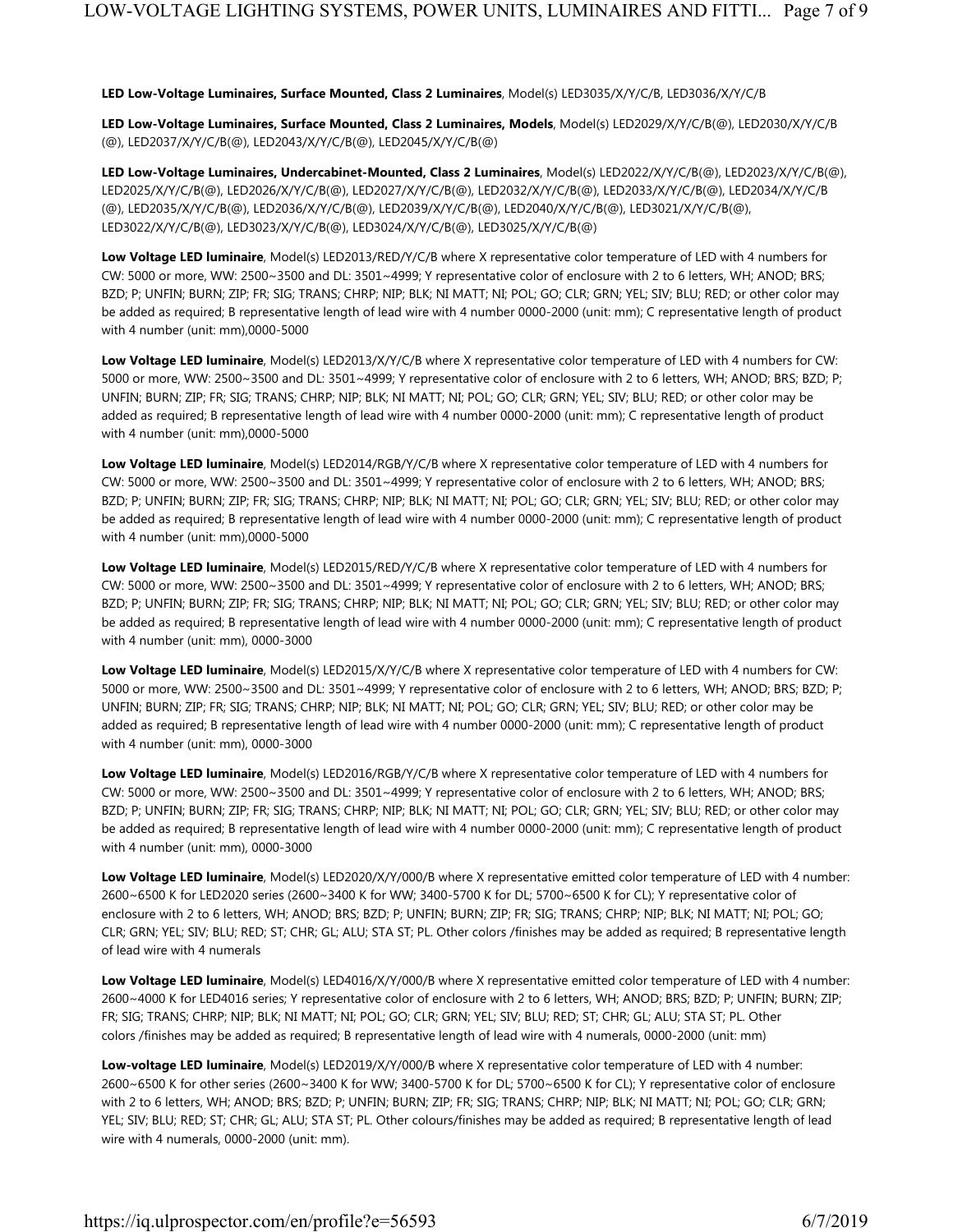**LED Low-Voltage Luminaires, Surface Mounted, Class 2 Luminaires**, Model(s) LED3035/X/Y/C/B, LED3036/X/Y/C/B

**LED Low-Voltage Luminaires, Surface Mounted, Class 2 Luminaires, Models**, Model(s) LED2029/X/Y/C/B(@), LED2030/X/Y/C/B(@), LED2037/X/Y/C/B(@), LED2043/X/Y/C/B(@), LED2045/X/Y/C/B(@)

**LED Low-Voltage Luminaires, Undercabinet-Mounted, Class 2 Luminaires**, Model(s) LED2022/X/Y/C/B(@), LED2023/X/Y/C/B(@), LED2025/X/Y/C/B(@), LED2026/X/Y/C/B(@), LED2027/X/Y/C/B(@), LED2032/X/Y/C/B(@), LED2033/X/Y/C/B(@), LED2034/X/Y/C/B(@), LED2035/X/Y/C/B(@), LED2036/X/Y/C/B(@), LED2039/X/Y/C/B(@), LED2040/X/Y/C/B(@), LED3021/X/Y/C/B(@), LED3022/X/Y/C/B(@), LED3023/X/Y/C/B(@), LED3024/X/Y/C/B(@), LED3025/X/Y/C/B(@)

**Low Voltage LED luminaire**, Model(s) LED2013/RED/Y/C/B where X representative color temperature of LED with 4 numbers for CW: 5000 or more, WW: 2500~3500 and DL: 3501~4999; Y representative color of enclosure with 2 to 6 letters, WH; ANOD; BRS; BZD; P; UNFIN; BURN; ZIP; FR; SIG; TRANS; CHRP; NIP; BLK; NI MATT; NI; POL; GO; CLR; GRN; YEL; SIV; BLU; RED; or other color may be added as required; B representative length of lead wire with 4 number 0000-2000 (unit: mm); C representative length of product with 4 number (unit: mm),0000-5000

**Low Voltage LED luminaire**, Model(s) LED2013/X/Y/C/B where X representative color temperature of LED with 4 numbers for CW: 5000 or more, WW: 2500~3500 and DL: 3501~4999; Y representative color of enclosure with 2 to 6 letters, WH; ANOD; BRS; BZD; P; UNFIN; BURN; ZIP; FR; SIG; TRANS; CHRP; NIP; BLK; NI MATT; NI; POL; GO; CLR; GRN; YEL; SIV; BLU; RED; or other color may be added as required; B representative length of lead wire with 4 number 0000-2000 (unit: mm); C representative length of product with 4 number (unit: mm),0000-5000

**Low Voltage LED luminaire**, Model(s) LED2014/RGB/Y/C/B where X representative color temperature of LED with 4 numbers for CW: 5000 or more, WW: 2500~3500 and DL: 3501~4999; Y representative color of enclosure with 2 to 6 letters, WH; ANOD; BRS; BZD; P; UNFIN; BURN; ZIP; FR; SIG; TRANS; CHRP; NIP; BLK; NI MATT; NI; POL; GO; CLR; GRN; YEL; SIV; BLU; RED; or other color may be added as required; B representative length of lead wire with 4 number 0000-2000 (unit: mm); C representative length of product with 4 number (unit: mm),0000-5000

**Low Voltage LED luminaire**, Model(s) LED2015/RED/Y/C/B where X representative color temperature of LED with 4 numbers for CW: 5000 or more, WW: 2500~3500 and DL: 3501~4999; Y representative color of enclosure with 2 to 6 letters, WH; ANOD; BRS; BZD; P; UNFIN; BURN; ZIP; FR; SIG; TRANS; CHRP; NIP; BLK; NI MATT; NI; POL; GO; CLR; GRN; YEL; SIV; BLU; RED; or other color may be added as required; B representative length of lead wire with 4 number 0000-2000 (unit: mm); C representative length of product with 4 number (unit: mm), 0000-3000

**Low Voltage LED luminaire**, Model(s) LED2015/X/Y/C/B where X representative color temperature of LED with 4 numbers for CW: 5000 or more, WW: 2500~3500 and DL: 3501~4999; Y representative color of enclosure with 2 to 6 letters, WH; ANOD; BRS; BZD; P; UNFIN; BURN; ZIP; FR; SIG; TRANS; CHRP; NIP; BLK; NI MATT; NI; POL; GO; CLR; GRN; YEL; SIV; BLU; RED; or other color may be added as required; B representative length of lead wire with 4 number 0000-2000 (unit: mm); C representative length of product with 4 number (unit: mm), 0000-3000

**Low Voltage LED luminaire**, Model(s) LED2016/RGB/Y/C/B where X representative color temperature of LED with 4 numbers for CW: 5000 or more, WW: 2500~3500 and DL: 3501~4999; Y representative color of enclosure with 2 to 6 letters, WH; ANOD; BRS; BZD; P; UNFIN; BURN; ZIP; FR; SIG; TRANS; CHRP; NIP; BLK; NI MATT; NI; POL; GO; CLR; GRN; YEL; SIV; BLU; RED; or other color may be added as required; B representative length of lead wire with 4 number 0000-2000 (unit: mm); C representative length of product with 4 number (unit: mm), 0000-3000

**Low Voltage LED luminaire**, Model(s) LED2020/X/Y/000/B where X representative emitted color temperature of LED with 4 number: 2600~6500 K for LED2020 series (2600~3400 K for WW; 3400-5700 K for DL; 5700~6500 K for CL); Y representative color of enclosure with 2 to 6 letters, WH; ANOD; BRS; BZD; P; UNFIN; BURN; ZIP; FR; SIG; TRANS; CHRP; NIP; BLK; NI MATT; NI; POL; GO; CLR; GRN; YEL; SIV; BLU; RED; ST; CHR; GL; ALU; STA ST; PL. Other colors /finishes may be added as required; B representative length of lead wire with 4 numerals

**Low Voltage LED luminaire**, Model(s) LED4016/X/Y/000/B where X representative emitted color temperature of LED with 4 number: 2600~4000 K for LED4016 series; Y representative color of enclosure with 2 to 6 letters, WH; ANOD; BRS; BZD; P; UNFIN; BURN; ZIP; FR; SIG; TRANS; CHRP; NIP; BLK; NI MATT; NI; POL; GO; CLR; GRN; YEL; SIV; BLU; RED; ST; CHR; GL; ALU; STA ST; PL. Other colors /finishes may be added as required; B representative length of lead wire with 4 numerals, 0000-2000 (unit: mm)

**Low-voltage LED luminaire**, Model(s) LED2019/X/Y/000/B where X representative color temperature of LED with 4 number: 2600~6500 K for other series (2600~3400 K for WW; 3400-5700 K for DL; 5700~6500 K for CL); Y representative color of enclosure with 2 to 6 letters, WH; ANOD; BRS; BZD; P; UNFIN; BURN; ZIP; FR; SIG; TRANS; CHRP; NIP; BLK; NI MATT; NI; POL; GO; CLR; GRN; YEL; SIV; BLU; RED; ST; CHR; GL; ALU; STA ST; PL. Other colours/finishes may be added as required; B representative length of lead wire with 4 numerals, 0000-2000 (unit: mm).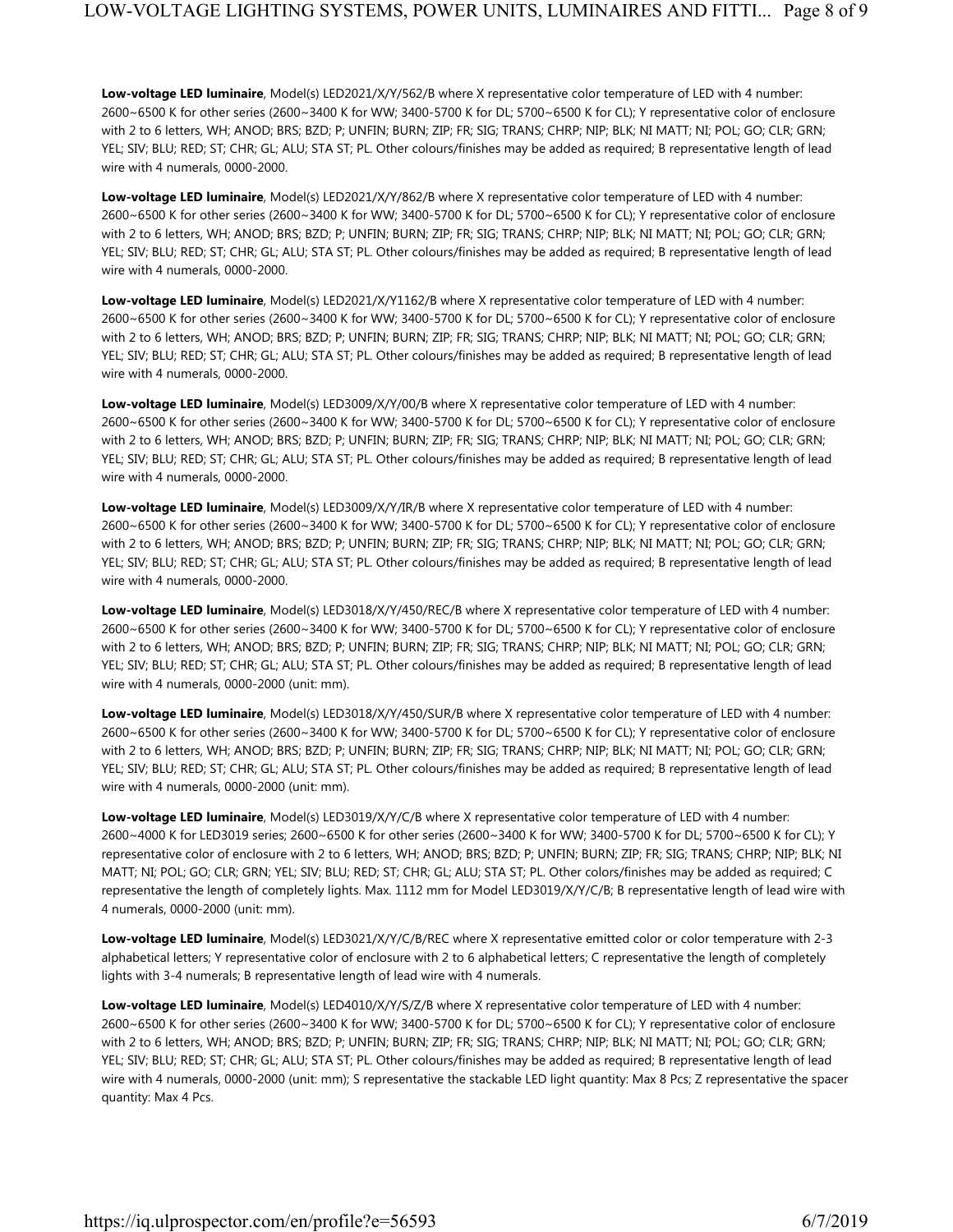**Low-voltage LED luminaire**, Model(s) LED2021/X/Y/562/B where X representative color temperature of LED with 4 number: 2600~6500 K for other series (2600~3400 K for WW; 3400-5700 K for DL; 5700~6500 K for CL); Y representative color of enclosure with 2 to 6 letters, WH; ANOD; BRS; BZD; P; UNFIN; BURN; ZIP; FR; SIG; TRANS; CHRP; NIP; BLK; NI MATT; NI; POL; GO; CLR; GRN; YEL; SIV; BLU; RED; ST; CHR; GL; ALU; STA ST; PL. Other colours/finishes may be added as required; B representative length of lead wire with 4 numerals, 0000-2000.

**Low-voltage LED luminaire**, Model(s) LED2021/X/Y/862/B where X representative color temperature of LED with 4 number: 2600~6500 K for other series (2600~3400 K for WW; 3400-5700 K for DL; 5700~6500 K for CL); Y representative color of enclosure with 2 to 6 letters, WH; ANOD; BRS; BZD; P; UNFIN; BURN; ZIP; FR; SIG; TRANS; CHRP; NIP; BLK; NI MATT; NI; POL; GO; CLR; GRN; YEL; SIV; BLU; RED; ST; CHR; GL; ALU; STA ST; PL. Other colours/finishes may be added as required; B representative length of lead wire with 4 numerals, 0000-2000.

**Low-voltage LED luminaire**, Model(s) LED2021/X/Y1162/B where X representative color temperature of LED with 4 number: 2600~6500 K for other series (2600~3400 K for WW; 3400-5700 K for DL; 5700~6500 K for CL); Y representative color of enclosure with 2 to 6 letters, WH; ANOD; BRS; BZD; P; UNFIN; BURN; ZIP; FR; SIG; TRANS; CHRP; NIP; BLK; NI MATT; NI; POL; GO; CLR; GRN; YEL; SIV; BLU; RED; ST; CHR; GL; ALU; STA ST; PL. Other colours/finishes may be added as required; B representative length of lead wire with 4 numerals, 0000-2000.

**Low-voltage LED luminaire**, Model(s) LED3009/X/Y/00/B where X representative color temperature of LED with 4 number: 2600~6500 K for other series (2600~3400 K for WW; 3400-5700 K for DL; 5700~6500 K for CL); Y representative color of enclosure with 2 to 6 letters, WH; ANOD; BRS; BZD; P; UNFIN; BURN; ZIP; FR; SIG; TRANS; CHRP; NIP; BLK; NI MATT; NI; POL; GO; CLR; GRN; YEL; SIV; BLU; RED; ST; CHR; GL; ALU; STA ST; PL. Other colours/finishes may be added as required; B representative length of lead wire with 4 numerals, 0000-2000.

**Low-voltage LED luminaire**, Model(s) LED3009/X/Y/IR/B where X representative color temperature of LED with 4 number: 2600~6500 K for other series (2600~3400 K for WW; 3400-5700 K for DL; 5700~6500 K for CL); Y representative color of enclosure with 2 to 6 letters, WH; ANOD; BRS; BZD; P; UNFIN; BURN; ZIP; FR; SIG; TRANS; CHRP; NIP; BLK; NI MATT; NI; POL; GO; CLR; GRN; YEL; SIV; BLU; RED; ST; CHR; GL; ALU; STA ST; PL. Other colours/finishes may be added as required; B representative length of lead wire with 4 numerals, 0000-2000.

**Low-voltage LED luminaire**, Model(s) LED3018/X/Y/450/REC/B where X representative color temperature of LED with 4 number: 2600~6500 K for other series (2600~3400 K for WW; 3400-5700 K for DL; 5700~6500 K for CL); Y representative color of enclosure with 2 to 6 letters, WH; ANOD; BRS; BZD; P; UNFIN; BURN; ZIP; FR; SIG; TRANS; CHRP; NIP; BLK; NI MATT; NI; POL; GO; CLR; GRN; YEL; SIV; BLU; RED; ST; CHR; GL; ALU; STA ST; PL. Other colours/finishes may be added as required; B representative length of lead wire with 4 numerals, 0000-2000 (unit: mm).

**Low-voltage LED luminaire**, Model(s) LED3018/X/Y/450/SUR/B where X representative color temperature of LED with 4 number: 2600~6500 K for other series (2600~3400 K for WW; 3400-5700 K for DL; 5700~6500 K for CL); Y representative color of enclosure with 2 to 6 letters, WH; ANOD; BRS; BZD; P; UNFIN; BURN; ZIP; FR; SIG; TRANS; CHRP; NIP; BLK; NI MATT; NI; POL; GO; CLR; GRN; YEL; SIV; BLU; RED; ST; CHR; GL; ALU; STA ST; PL. Other colours/finishes may be added as required; B representative length of lead wire with 4 numerals, 0000-2000 (unit: mm).

**Low-voltage LED luminaire**, Model(s) LED3019/X/Y/C/B where X representative color temperature of LED with 4 number: 2600~4000 K for LED3019 series; 2600~6500 K for other series (2600~3400 K for WW; 3400-5700 K for DL; 5700~6500 K for CL); Y representative color of enclosure with 2 to 6 letters, WH; ANOD; BRS; BZD; P; UNFIN; BURN; ZIP; FR; SIG; TRANS; CHRP; NIP; BLK; NI MATT; NI; POL; GO; CLR; GRN; YEL; SIV; BLU; RED; ST; CHR; GL; ALU; STA ST; PL. Other colors/finishes may be added as required; C representative the length of completely lights. Max. 1112 mm for Model LED3019/X/Y/C/B; B representative length of lead wire with 4 numerals, 0000-2000 (unit: mm).

**Low-voltage LED luminaire**, Model(s) LED3021/X/Y/C/B/REC where X representative emitted color or color temperature with 2-3 alphabetical letters; Y representative color of enclosure with 2 to 6 alphabetical letters; C representative the length of completely lights with 3-4 numerals; B representative length of lead wire with 4 numerals.

**Low-voltage LED luminaire**, Model(s) LED4010/X/Y/S/Z/B where X representative color temperature of LED with 4 number: 2600~6500 K for other series (2600~3400 K for WW; 3400-5700 K for DL; 5700~6500 K for CL); Y representative color of enclosure with 2 to 6 letters, WH; ANOD; BRS; BZD; P; UNFIN; BURN; ZIP; FR; SIG; TRANS; CHRP; NIP; BLK; NI MATT; NI; POL; GO; CLR; GRN; YEL; SIV; BLU; RED; ST; CHR; GL; ALU; STA ST; PL. Other colours/finishes may be added as required; B representative length of lead wire with 4 numerals, 0000-2000 (unit: mm); S representative the stackable LED light quantity: Max 8 Pcs; Z representative the spacer quantity: Max 4 Pcs.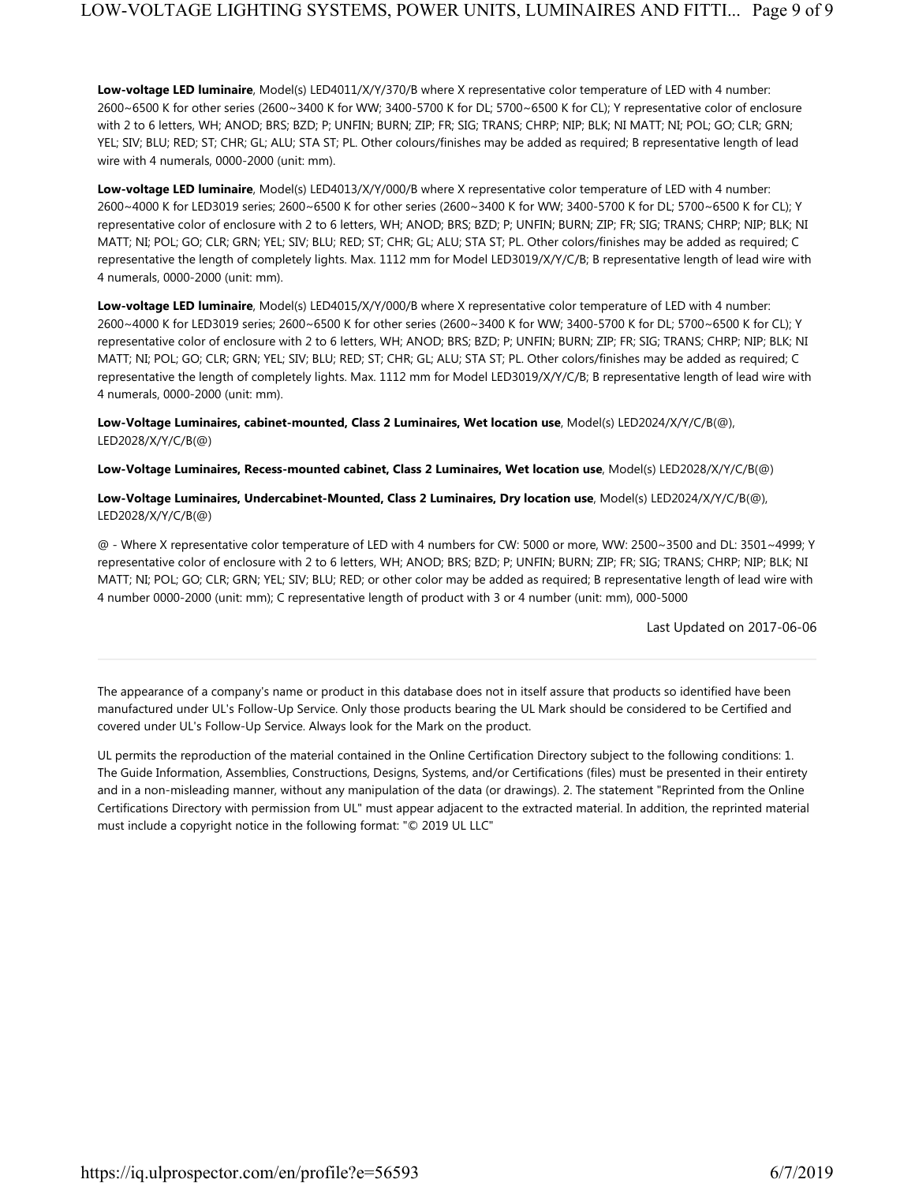**Low-voltage LED luminaire**, Model(s) LED4011/X/Y/370/B where X representative color temperature of LED with 4 number: 2600~6500 K for other series (2600~3400 K for WW; 3400-5700 K for DL; 5700~6500 K for CL); Y representative color of enclosure with 2 to 6 letters, WH; ANOD; BRS; BZD; P; UNFIN; BURN; ZIP; FR; SIG; TRANS; CHRP; NIP; BLK; NI MATT; NI; POL; GO; CLR; GRN; YEL; SIV; BLU; RED; ST; CHR; GL; ALU; STA ST; PL. Other colours/finishes may be added as required; B representative length of lead wire with 4 numerals, 0000-2000 (unit: mm).

**Low-voltage LED luminaire**, Model(s) LED4013/X/Y/000/B where X representative color temperature of LED with 4 number: 2600~4000 K for LED3019 series; 2600~6500 K for other series (2600~3400 K for WW; 3400-5700 K for DL; 5700~6500 K for CL); Y representative color of enclosure with 2 to 6 letters, WH; ANOD; BRS; BZD; P; UNFIN; BURN; ZIP; FR; SIG; TRANS; CHRP; NIP; BLK; NI MATT; NI; POL; GO; CLR; GRN; YEL; SIV; BLU; RED; ST; CHR; GL; ALU; STA ST; PL. Other colors/finishes may be added as required; C representative the length of completely lights. Max. 1112 mm for Model LED3019/X/Y/C/B; B representative length of lead wire with 4 numerals, 0000-2000 (unit: mm).

**Low-voltage LED luminaire**, Model(s) LED4015/X/Y/000/B where X representative color temperature of LED with 4 number: 2600~4000 K for LED3019 series; 2600~6500 K for other series (2600~3400 K for WW; 3400-5700 K for DL; 5700~6500 K for CL); Y representative color of enclosure with 2 to 6 letters, WH; ANOD; BRS; BZD; P; UNFIN; BURN; ZIP; FR; SIG; TRANS; CHRP; NIP; BLK; NI MATT; NI; POL; GO; CLR; GRN; YEL; SIV; BLU; RED; ST; CHR; GL; ALU; STA ST; PL. Other colors/finishes may be added as required; C representative the length of completely lights. Max. 1112 mm for Model LED3019/X/Y/C/B; B representative length of lead wire with 4 numerals, 0000-2000 (unit: mm).

**Low-Voltage Luminaires, cabinet-mounted, Class 2 Luminaires, Wet location use**, Model(s) LED2024/X/Y/C/B(@), LED2028/X/Y/C/B(@)

**Low-Voltage Luminaires, Recess-mounted cabinet, Class 2 Luminaires, Wet location use**, Model(s) LED2028/X/Y/C/B(@)

**Low-Voltage Luminaires, Undercabinet-Mounted, Class 2 Luminaires, Dry location use**, Model(s) LED2024/X/Y/C/B(@), LED2028/X/Y/C/B(@)

@ - Where X representative color temperature of LED with 4 numbers for CW: 5000 or more, WW: 2500~3500 and DL: 3501~4999; Y representative color of enclosure with 2 to 6 letters, WH; ANOD; BRS; BZD; P; UNFIN; BURN; ZIP; FR; SIG; TRANS; CHRP; NIP; BLK; NI MATT; NI; POL; GO; CLR; GRN; YEL; SIV; BLU; RED; or other color may be added as required; B representative length of lead wire with 4 number 0000-2000 (unit: mm); C representative length of product with 3 or 4 number (unit: mm), 000-5000

Last Updated on 2017-06-06

---

The appearance of a company's name or product in this database does not in itself assure that products so identified have been manufactured under UL's Follow-Up Service. Only those products bearing the UL Mark should be considered to be Certified and covered under UL's Follow-Up Service. Always look for the Mark on the product.

UL permits the reproduction of the material contained in the Online Certification Directory subject to the following conditions: 1. The Guide Information, Assemblies, Constructions, Designs, Systems, and/or Certifications (files) must be presented in their entirety and in a non-misleading manner, without any manipulation of the data (or drawings). 2. The statement "Reprinted from the Online Certifications Directory with permission from UL" must appear adjacent to the extracted material. In addition, the reprinted material must include a copyright notice in the following format: "© 2019 UL LLC"